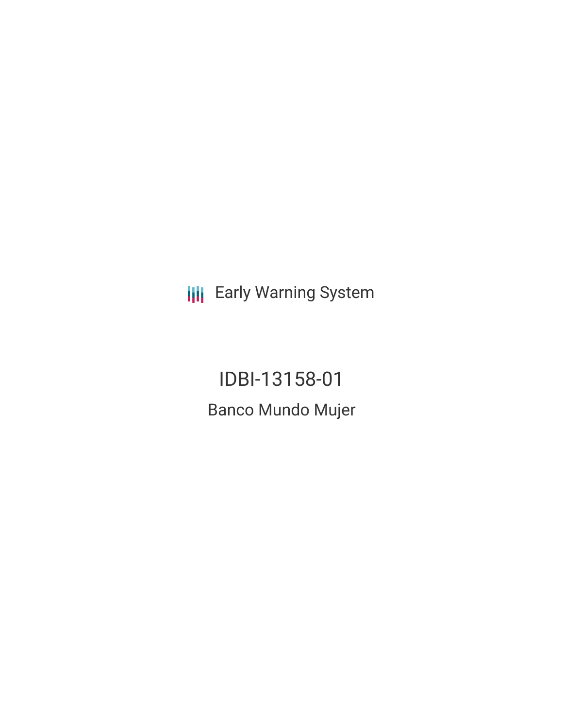Early Warning System

# IDBI-13158-01

## Banco Mundo Mujer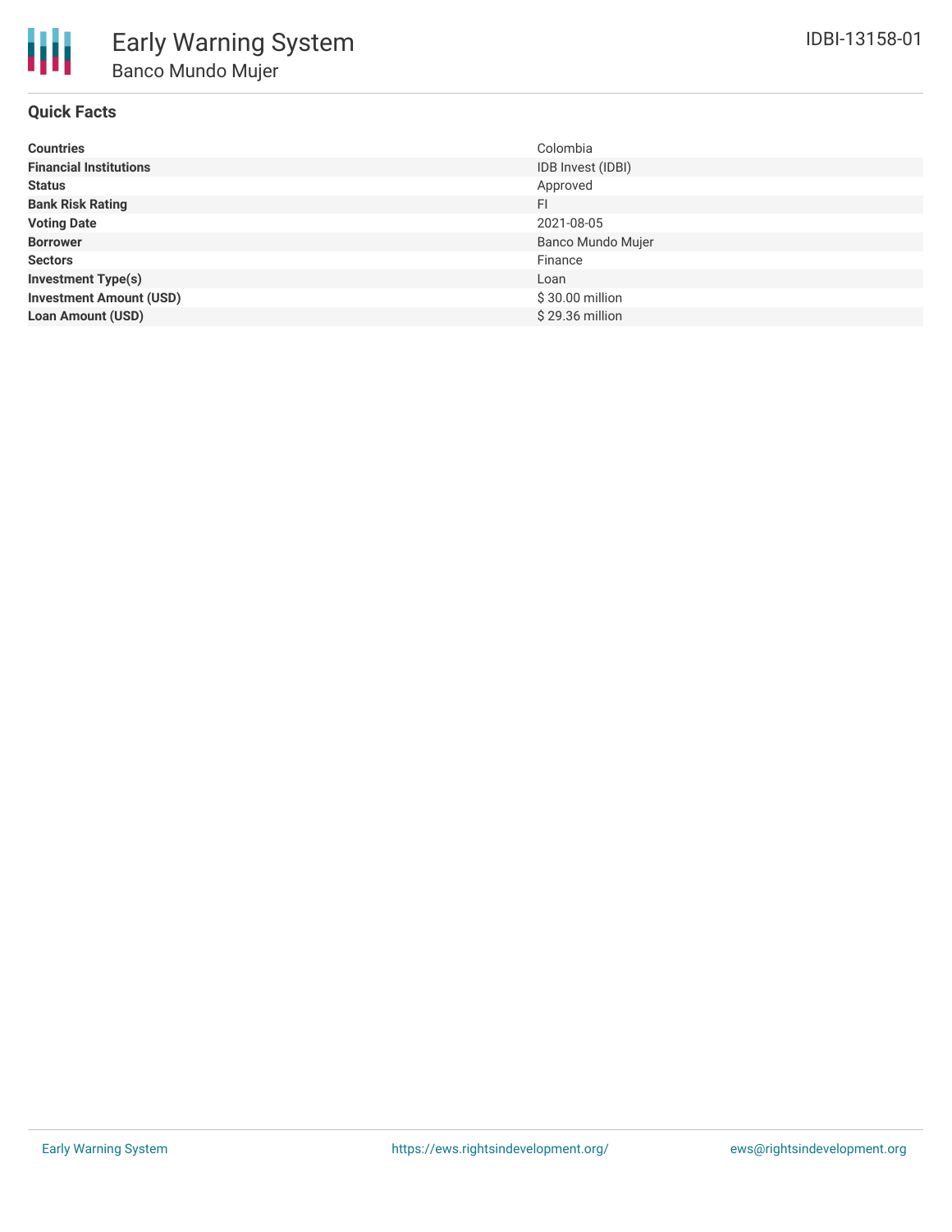# Early Warning System

## Banco Mundo Mujer

IDBI-13158-01

### Quick Facts

| | |
|---|---|
| **Countries** | Colombia |
| **Financial Institutions** | IDB Invest (IDBI) |
| **Status** | Approved |
| **Bank Risk Rating** | FI |
| **Voting Date** | 2021-08-05 |
| **Borrower** | Banco Mundo Mujer |
| **Sectors** | Finance |
| **Investment Type(s)** | Loan |
| **Investment Amount (USD)** | $ 30.00 million |
| **Loan Amount (USD)** | $ 29.36 million |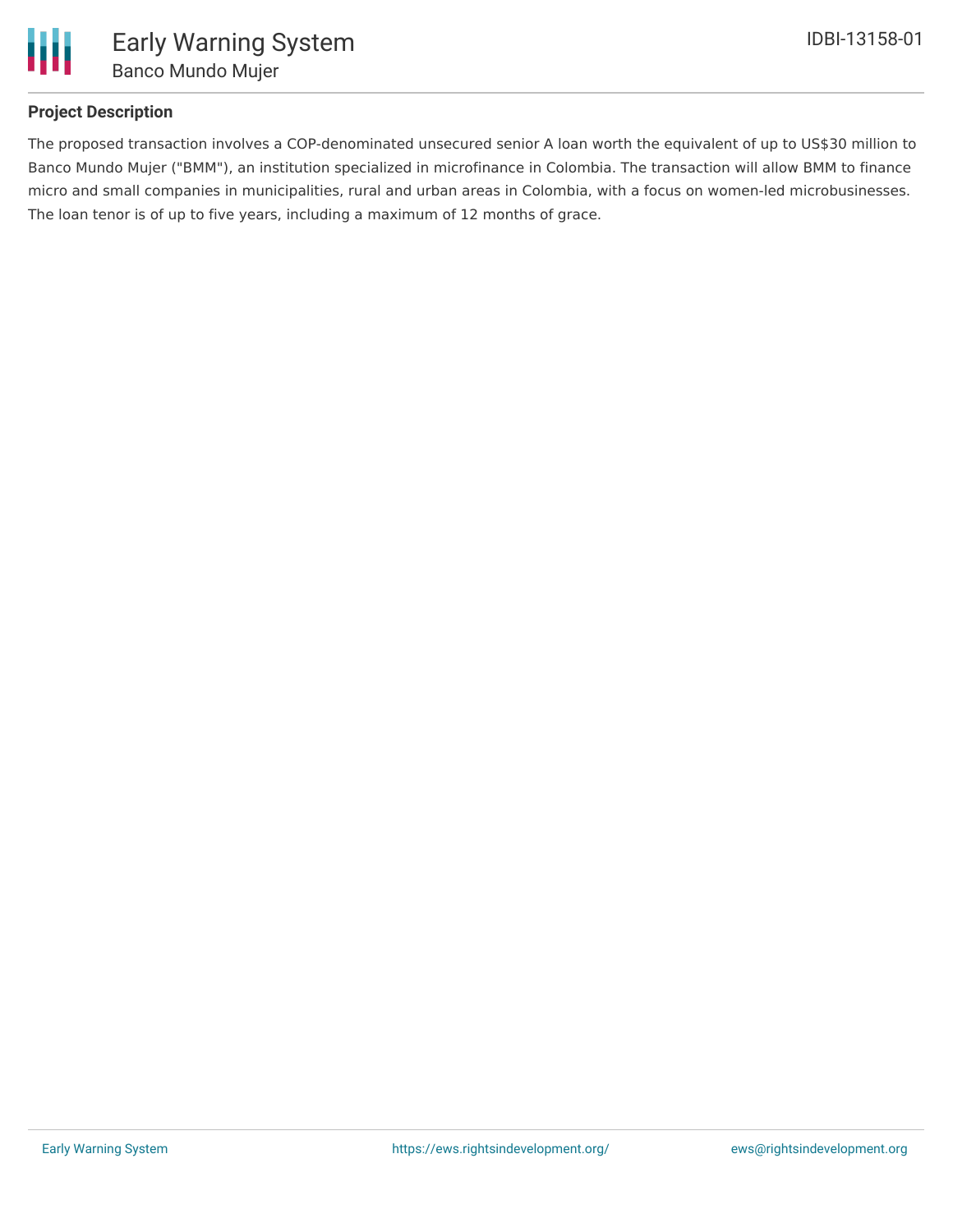## Project Description

The proposed transaction involves a COP-denominated unsecured senior A loan worth the equivalent of up to US$30 million to Banco Mundo Mujer ("BMM"), an institution specialized in microfinance in Colombia. The transaction will allow BMM to finance micro and small companies in municipalities, rural and urban areas in Colombia, with a focus on women-led microbusinesses. The loan tenor is of up to five years, including a maximum of 12 months of grace.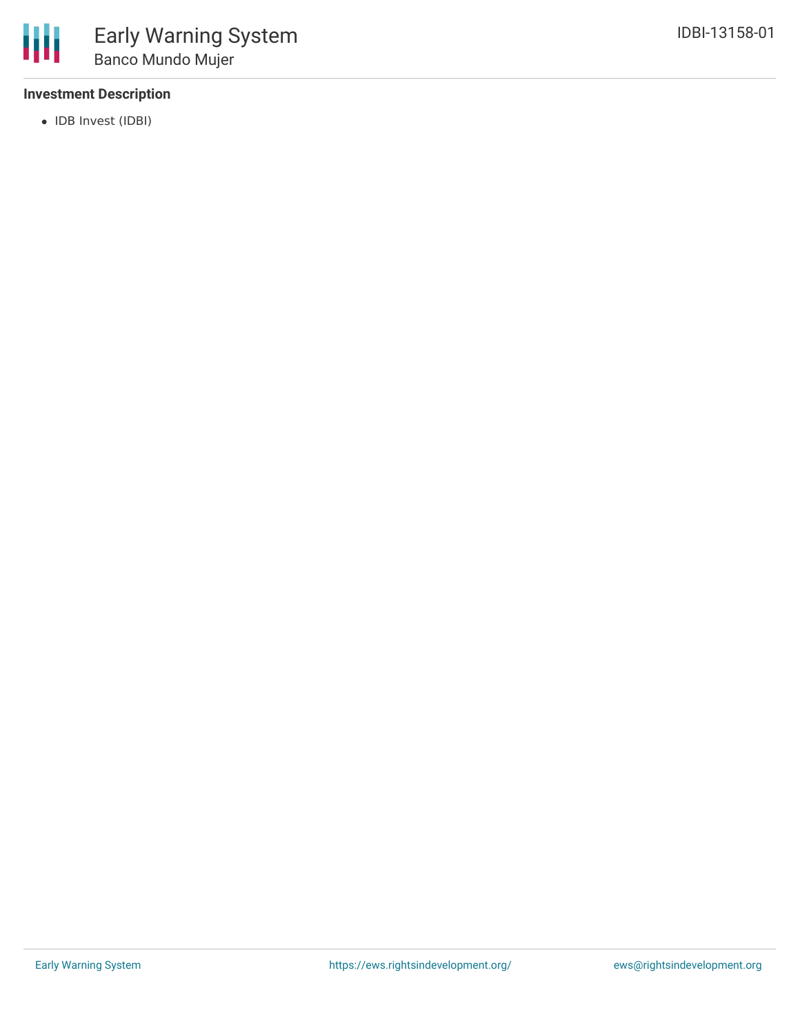**Investment Description**

- IDB Invest (IDBI)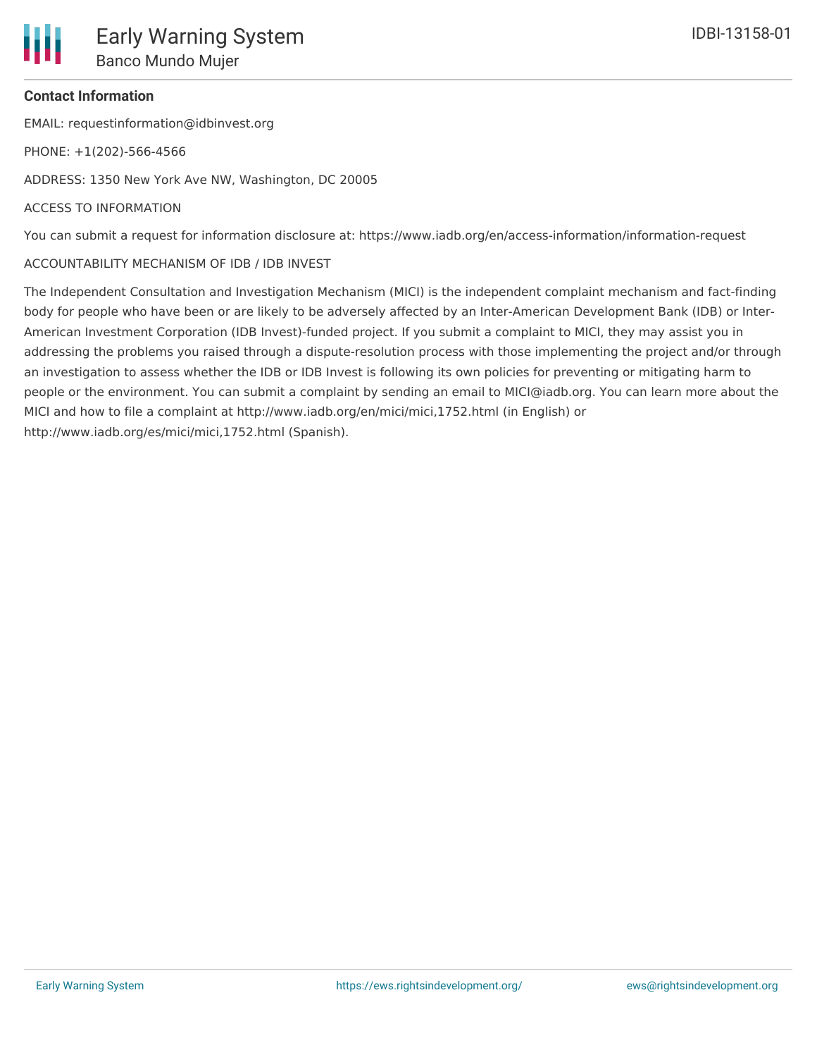**Contact Information**

EMAIL: requestinformation@idbinvest.org

PHONE: +1(202)-566-4566

ADDRESS: 1350 New York Ave NW, Washington, DC 20005

ACCESS TO INFORMATION

You can submit a request for information disclosure at: https://www.iadb.org/en/access-information/information-request

ACCOUNTABILITY MECHANISM OF IDB / IDB INVEST

The Independent Consultation and Investigation Mechanism (MICI) is the independent complaint mechanism and fact-finding body for people who have been or are likely to be adversely affected by an Inter-American Development Bank (IDB) or Inter-American Investment Corporation (IDB Invest)-funded project. If you submit a complaint to MICI, they may assist you in addressing the problems you raised through a dispute-resolution process with those implementing the project and/or through an investigation to assess whether the IDB or IDB Invest is following its own policies for preventing or mitigating harm to people or the environment. You can submit a complaint by sending an email to MICI@iadb.org. You can learn more about the MICI and how to file a complaint at http://www.iadb.org/en/mici/mici,1752.html (in English) or http://www.iadb.org/es/mici/mici,1752.html (Spanish).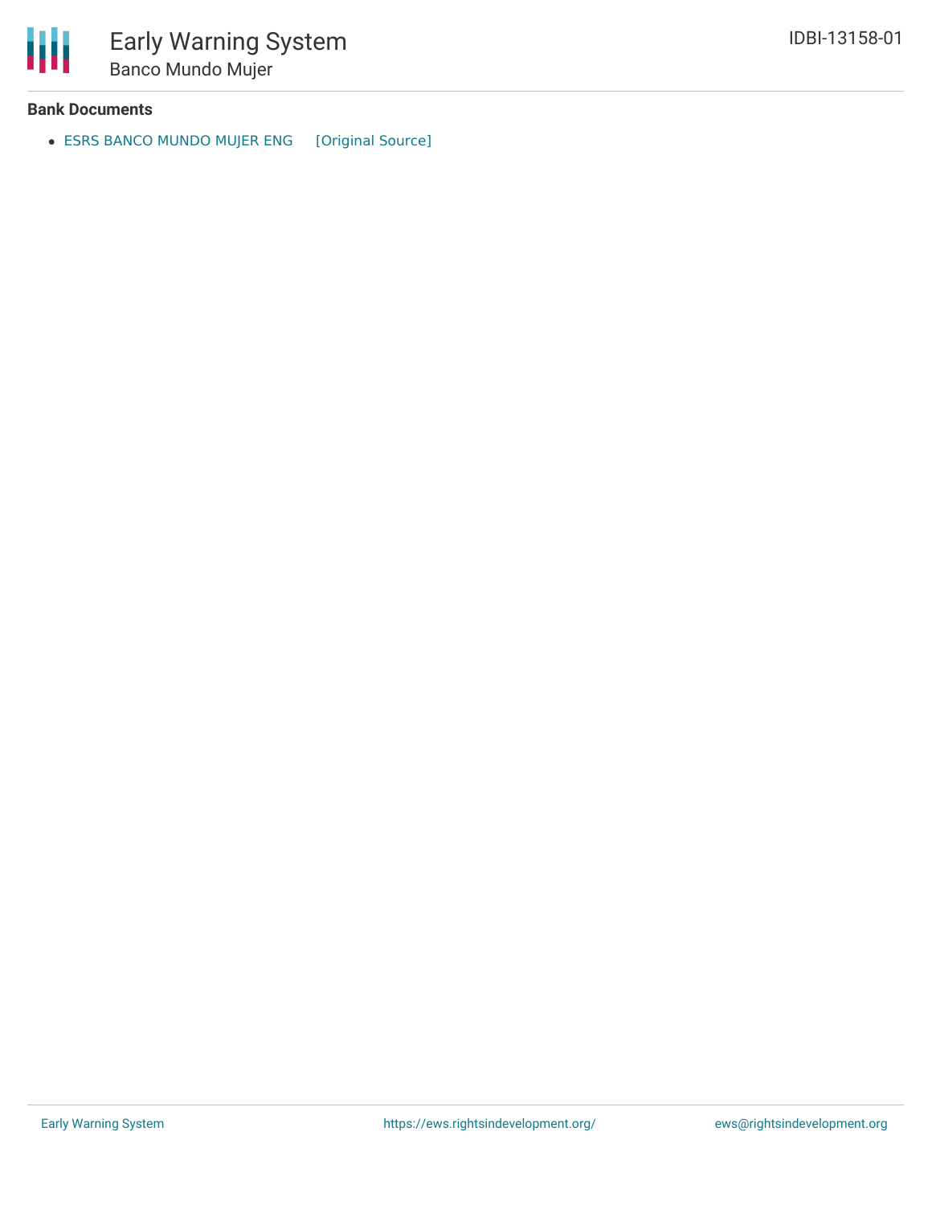**Bank Documents**

- ESRS BANCO MUNDO MUJER ENG [Original Source]